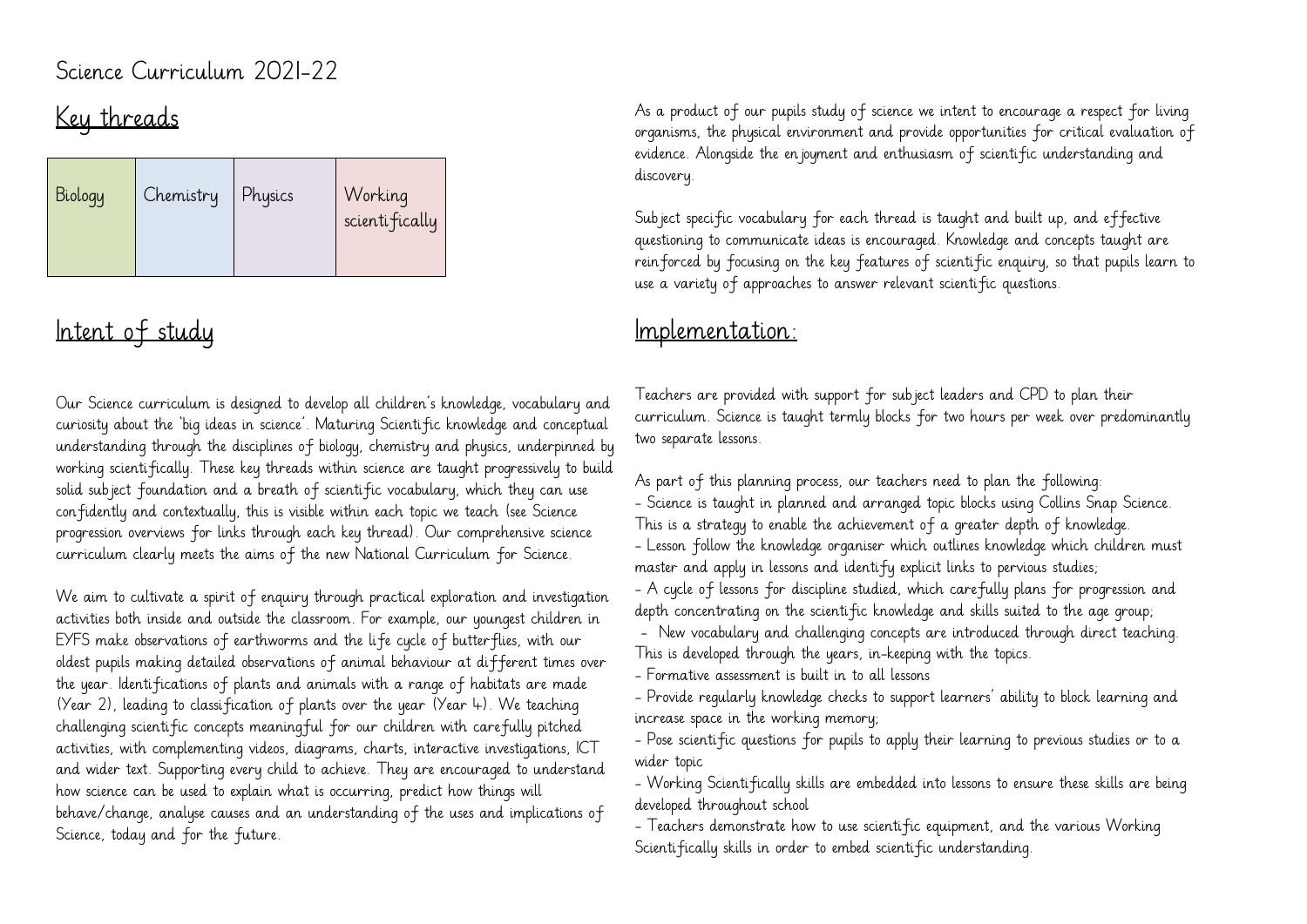Science Curriculum 2021-22

## Key threads

| Biology | Chemistry | Physics | Working scientifically |
|---|---|---|---|

## Intent of study

Our Science curriculum is designed to develop all children's knowledge, vocabulary and curiosity about the 'big ideas in science'. Maturing Scientific knowledge and conceptual understanding through the disciplines of biology, chemistry and physics, underpinned by working scientifically. These key threads within science are taught progressively to build solid subject foundation and a breath of scientific vocabulary, which they can use confidently and contextually, this is visible within each topic we teach (see Science progression overviews for links through each key thread). Our comprehensive science curriculum clearly meets the aims of the new National Curriculum for Science.

We aim to cultivate a spirit of enquiry through practical exploration and investigation activities both inside and outside the classroom. For example, our youngest children in EYFS make observations of earthworms and the life cycle of butterflies, with our oldest pupils making detailed observations of animal behaviour at different times over the year. Identifications of plants and animals with a range of habitats are made (Year 2), leading to classification of plants over the year (Year 4). We teaching challenging scientific concepts meaningful for our children with carefully pitched activities, with complementing videos, diagrams, charts, interactive investigations, ICT and wider text. Supporting every child to achieve. They are encouraged to understand how science can be used to explain what is occurring, predict how things will behave/change, analyse causes and an understanding of the uses and implications of Science, today and for the future.

As a product of our pupils study of science we intent to encourage a respect for living organisms, the physical environment and provide opportunities for critical evaluation of evidence. Alongside the enjoyment and enthusiasm of scientific understanding and discovery.

Subject specific vocabulary for each thread is taught and built up, and effective questioning to communicate ideas is encouraged. Knowledge and concepts taught are reinforced by focusing on the key features of scientific enquiry, so that pupils learn to use a variety of approaches to answer relevant scientific questions.

## Implementation:

Teachers are provided with support for subject leaders and CPD to plan their curriculum. Science is taught termly blocks for two hours per week over predominantly two separate lessons.

As part of this planning process, our teachers need to plan the following:

- Science is taught in planned and arranged topic blocks using Collins Snap Science. This is a strategy to enable the achievement of a greater depth of knowledge.
- Lesson follow the knowledge organiser which outlines knowledge which children must master and apply in lessons and identify explicit links to pervious studies;
- A cycle of lessons for discipline studied, which carefully plans for progression and depth concentrating on the scientific knowledge and skills suited to the age group;
- New vocabulary and challenging concepts are introduced through direct teaching. This is developed through the years, in-keeping with the topics.
- Formative assessment is built in to all lessons
- Provide regularly knowledge checks to support learners' ability to block learning and increase space in the working memory;
- Pose scientific questions for pupils to apply their learning to previous studies or to a wider topic
- Working Scientifically skills are embedded into lessons to ensure these skills are being developed throughout school
- Teachers demonstrate how to use scientific equipment, and the various Working Scientifically skills in order to embed scientific understanding.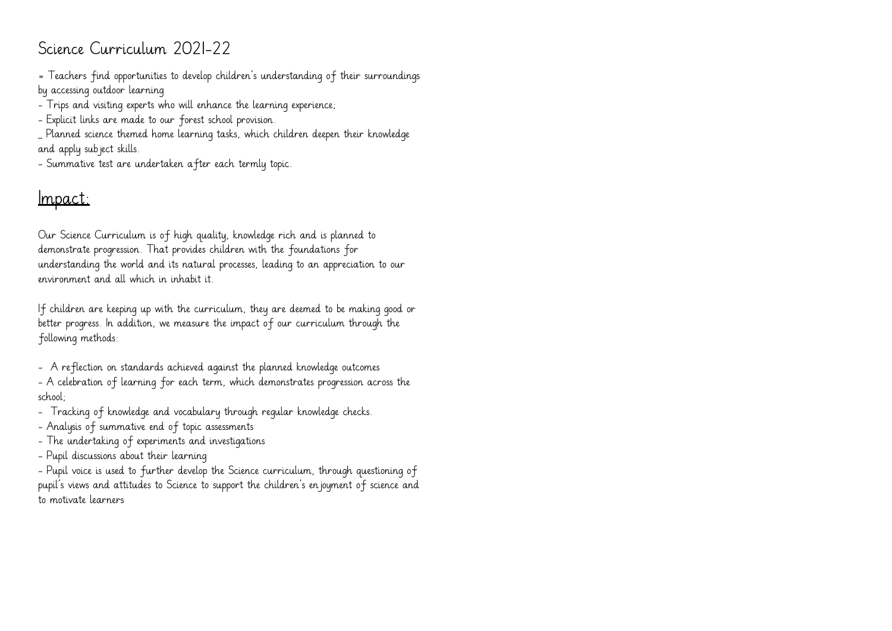# Science Curriculum 2021-22

= Teachers find opportunities to develop children's understanding of their surroundings by accessing outdoor learning
- Trips and visiting experts who will enhance the learning experience;
- Explicit links are made to our forest school provision.

_ Planned science themed home learning tasks, which children deepen their knowledge and apply subject skills.
- Summative test are undertaken after each termly topic.

## Impact:

Our Science Curriculum is of high quality, knowledge rich and is planned to demonstrate progression. That provides children with the foundations for understanding the world and its natural processes, leading to an appreciation to our environment and all which in inhabit it.

If children are keeping up with the curriculum, they are deemed to be making good or better progress. In addition, we measure the impact of our curriculum through the following methods:

- A reflection on standards achieved against the planned knowledge outcomes
- A celebration of learning for each term, which demonstrates progression across the school;
- Tracking of knowledge and vocabulary through regular knowledge checks.
- Analysis of summative end of topic assessments
- The undertaking of experiments and investigations
- Pupil discussions about their learning
- Pupil voice is used to further develop the Science curriculum, through questioning of pupil's views and attitudes to Science to support the children's enjoyment of science and to motivate learners